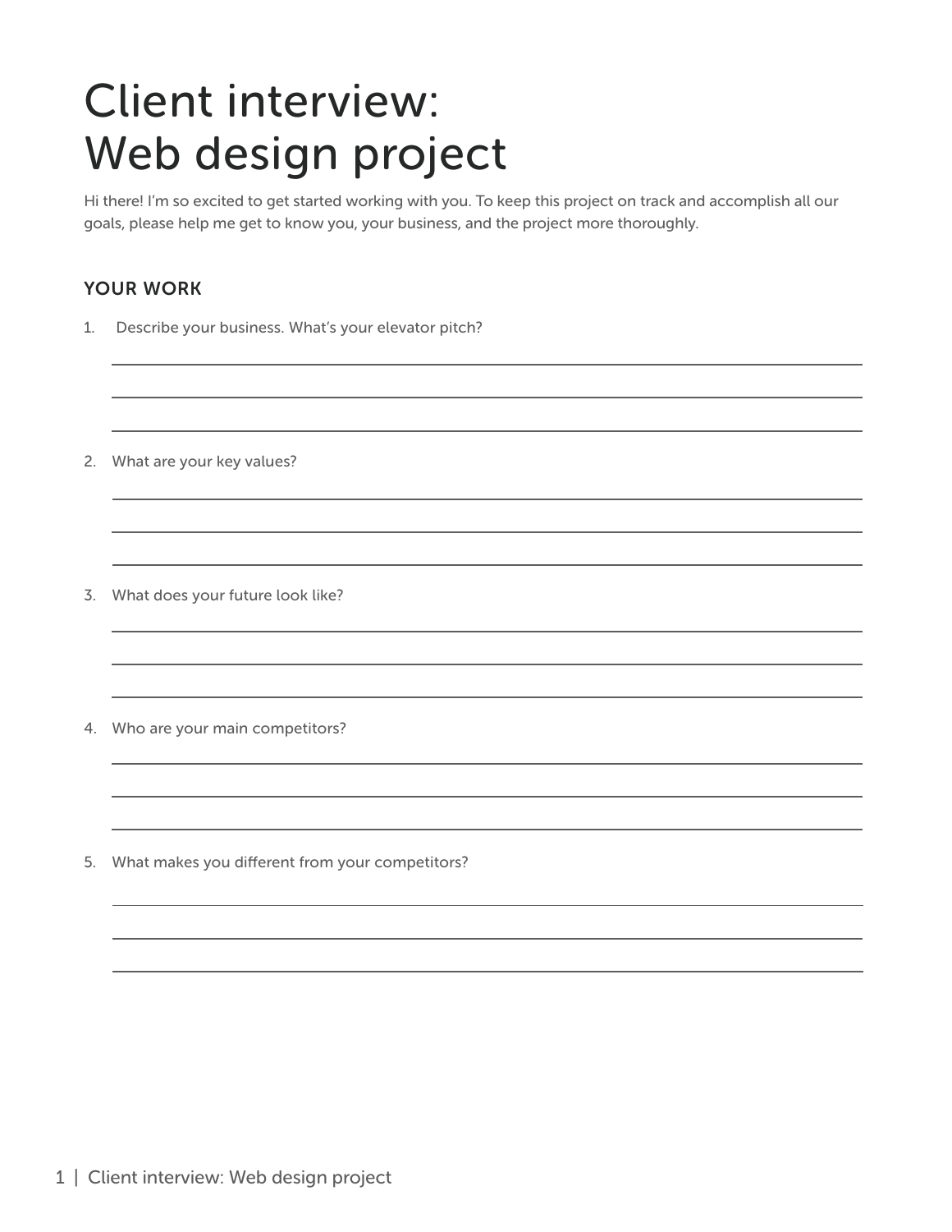# Client interview: Web design project

Hi there! I'm so excited to get started working with you. To keep this project on track and accomplish all our goals, please help me get to know you, your business, and the project more thoroughly.

## YOUR WORK

1. Describe your business. What's your elevator pitch?

2. What are your key values?

3. What does your future look like?

4. Who are your main competitors?

5. What makes you different from your competitors?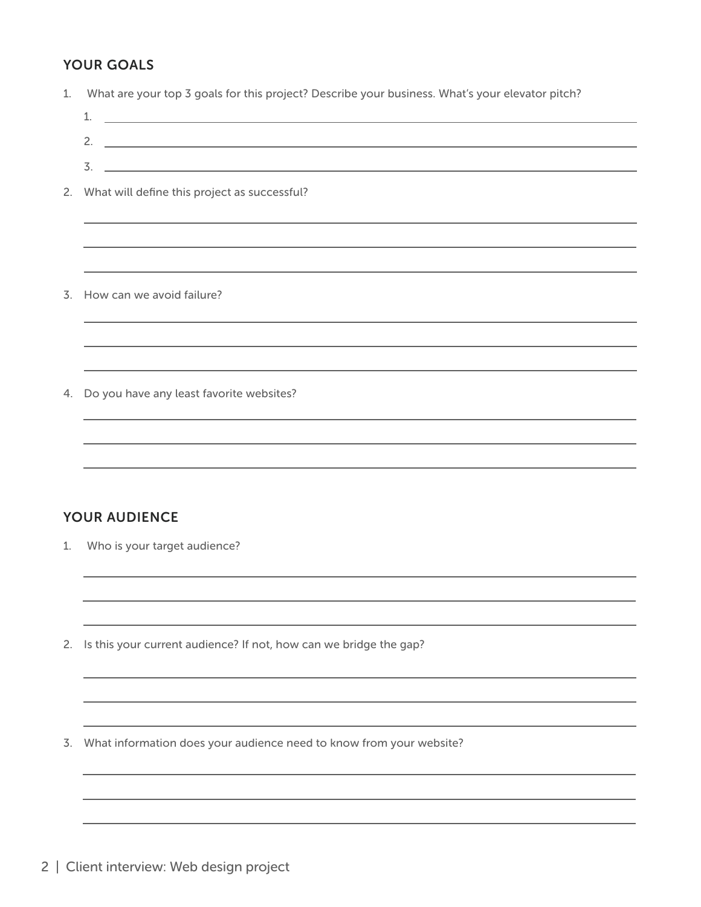## YOUR GOALS

1. What are your top 3 goals for this project? Describe your business. What's your elevator pitch?
    1. 
    2. 
    3. 
2. What will define this project as successful?
3. How can we avoid failure?
4. Do you have any least favorite websites?

## YOUR AUDIENCE

1. Who is your target audience?
2. Is this your current audience? If not, how can we bridge the gap?
3. What information does your audience need to know from your website?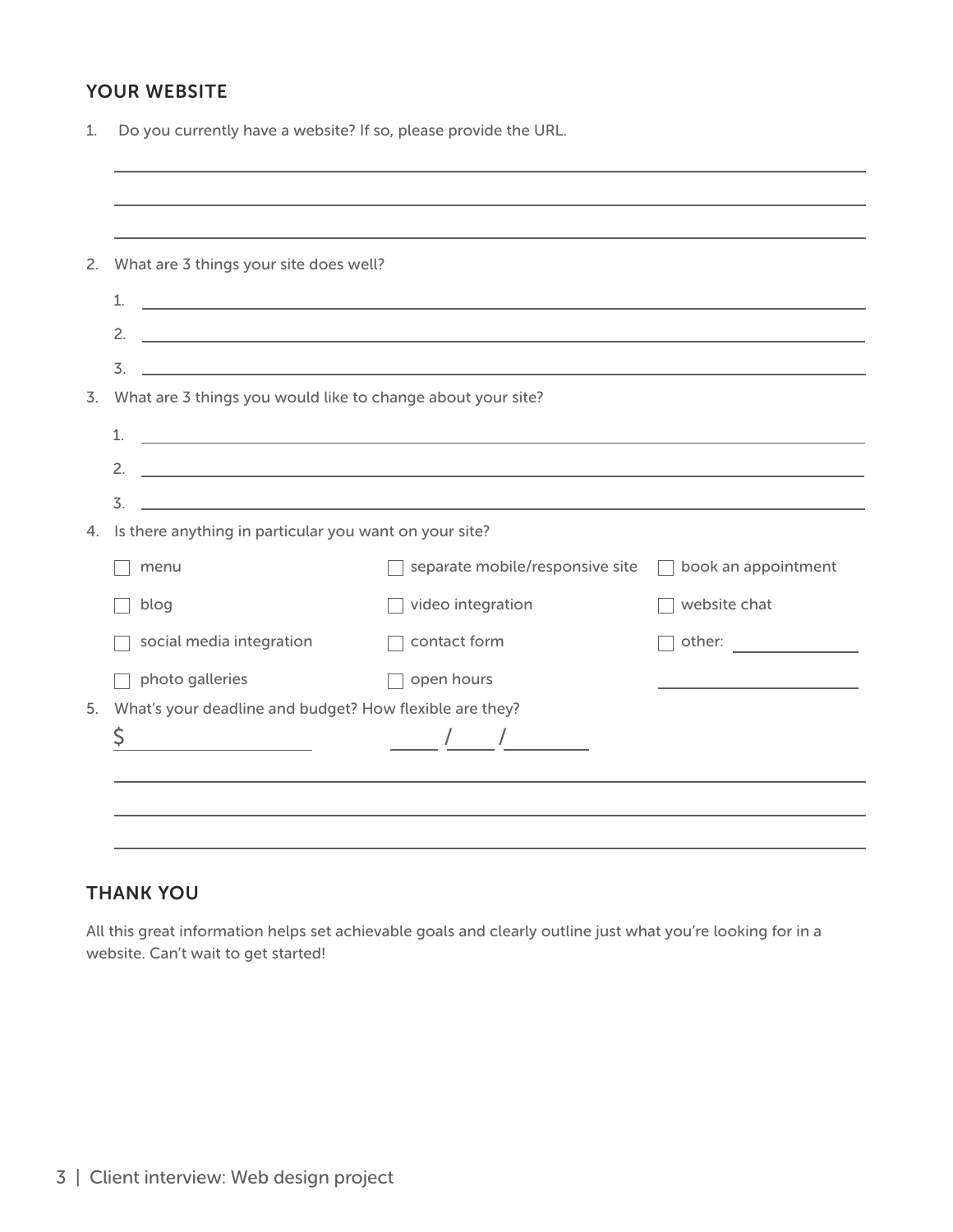## YOUR WEBSITE

1. Do you currently have a website? If so, please provide the URL.

___

___

___

2. What are 3 things your site does well?

   1. ___
   2. ___
   3. ___

3. What are 3 things you would like to change about your site?

   1. ___
   2. ___
   3. ___

4. Is there anything in particular you want on your site?

| | | |
|---|---|---|
| ☐ menu | ☐ separate mobile/responsive site | ☐ book an appointment |
| ☐ blog | ☐ video integration | ☐ website chat |
| ☐ social media integration | ☐ contact form | ☐ other: ___ |
| ☐ photo galleries | ☐ open hours | ___ |

5. What's your deadline and budget? How flexible are they?

   $ ___　　___ / ___ / ___

___

___

___

## THANK YOU

All this great information helps set achievable goals and clearly outline just what you're looking for in a website. Can't wait to get started!